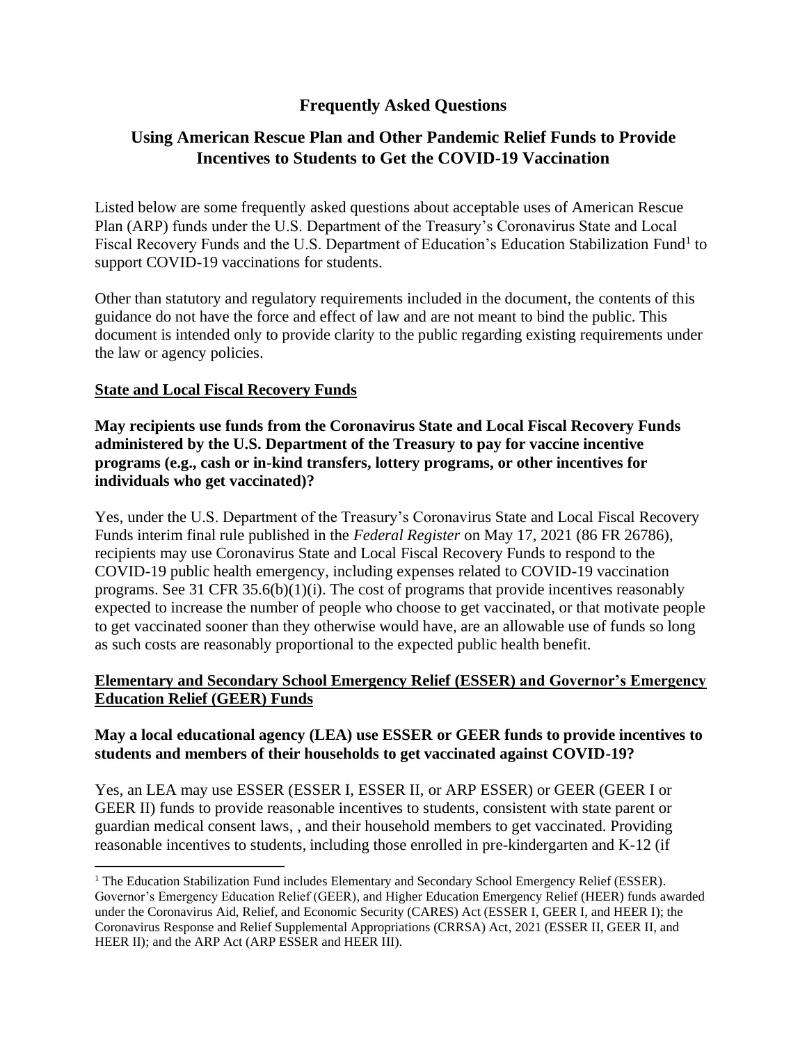# Frequently Asked Questions

## Using American Rescue Plan and Other Pandemic Relief Funds to Provide Incentives to Students to Get the COVID-19 Vaccination

Listed below are some frequently asked questions about acceptable uses of American Rescue Plan (ARP) funds under the U.S. Department of the Treasury's Coronavirus State and Local Fiscal Recovery Funds and the U.S. Department of Education's Education Stabilization Fund[1] to support COVID-19 vaccinations for students.

Other than statutory and regulatory requirements included in the document, the contents of this guidance do not have the force and effect of law and are not meant to bind the public. This document is intended only to provide clarity to the public regarding existing requirements under the law or agency policies.

### State and Local Fiscal Recovery Funds

**May recipients use funds from the Coronavirus State and Local Fiscal Recovery Funds administered by the U.S. Department of the Treasury to pay for vaccine incentive programs (e.g., cash or in-kind transfers, lottery programs, or other incentives for individuals who get vaccinated)?**

Yes, under the U.S. Department of the Treasury's Coronavirus State and Local Fiscal Recovery Funds interim final rule published in the *Federal Register* on May 17, 2021 (86 FR 26786), recipients may use Coronavirus State and Local Fiscal Recovery Funds to respond to the COVID-19 public health emergency, including expenses related to COVID-19 vaccination programs. See 31 CFR 35.6(b)(1)(i). The cost of programs that provide incentives reasonably expected to increase the number of people who choose to get vaccinated, or that motivate people to get vaccinated sooner than they otherwise would have, are an allowable use of funds so long as such costs are reasonably proportional to the expected public health benefit.

### Elementary and Secondary School Emergency Relief (ESSER) and Governor's Emergency Education Relief (GEER) Funds

**May a local educational agency (LEA) use ESSER or GEER funds to provide incentives to students and members of their households to get vaccinated against COVID-19?**

Yes, an LEA may use ESSER (ESSER I, ESSER II, or ARP ESSER) or GEER (GEER I or GEER II) funds to provide reasonable incentives to students, consistent with state parent or guardian medical consent laws, , and their household members to get vaccinated. Providing reasonable incentives to students, including those enrolled in pre-kindergarten and K-12 (if

[1] The Education Stabilization Fund includes Elementary and Secondary School Emergency Relief (ESSER). Governor's Emergency Education Relief (GEER), and Higher Education Emergency Relief (HEER) funds awarded under the Coronavirus Aid, Relief, and Economic Security (CARES) Act (ESSER I, GEER I, and HEER I); the Coronavirus Response and Relief Supplemental Appropriations (CRRSA) Act, 2021 (ESSER II, GEER II, and HEER II); and the ARP Act (ARP ESSER and HEER III).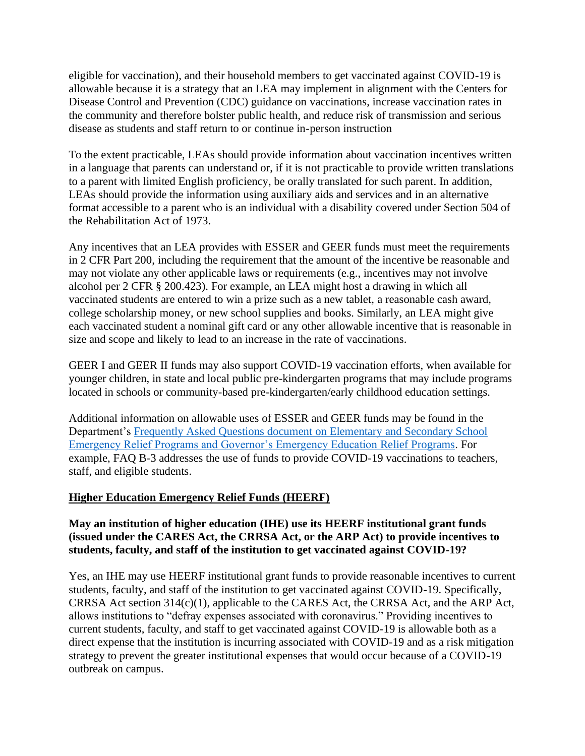eligible for vaccination), and their household members to get vaccinated against COVID-19 is allowable because it is a strategy that an LEA may implement in alignment with the Centers for Disease Control and Prevention (CDC) guidance on vaccinations, increase vaccination rates in the community and therefore bolster public health, and reduce risk of transmission and serious disease as students and staff return to or continue in-person instruction

To the extent practicable, LEAs should provide information about vaccination incentives written in a language that parents can understand or, if it is not practicable to provide written translations to a parent with limited English proficiency, be orally translated for such parent. In addition, LEAs should provide the information using auxiliary aids and services and in an alternative format accessible to a parent who is an individual with a disability covered under Section 504 of the Rehabilitation Act of 1973.

Any incentives that an LEA provides with ESSER and GEER funds must meet the requirements in 2 CFR Part 200, including the requirement that the amount of the incentive be reasonable and may not violate any other applicable laws or requirements (e.g., incentives may not involve alcohol per 2 CFR § 200.423). For example, an LEA might host a drawing in which all vaccinated students are entered to win a prize such as a new tablet, a reasonable cash award, college scholarship money, or new school supplies and books. Similarly, an LEA might give each vaccinated student a nominal gift card or any other allowable incentive that is reasonable in size and scope and likely to lead to an increase in the rate of vaccinations.

GEER I and GEER II funds may also support COVID-19 vaccination efforts, when available for younger children, in state and local public pre-kindergarten programs that may include programs located in schools or community-based pre-kindergarten/early childhood education settings.

Additional information on allowable uses of ESSER and GEER funds may be found in the Department's [Frequently Asked Questions document on Elementary and Secondary School Emergency Relief Programs and Governor's Emergency Education Relief Programs](). For example, FAQ B-3 addresses the use of funds to provide COVID-19 vaccinations to teachers, staff, and eligible students.

## Higher Education Emergency Relief Funds (HEERF)

**May an institution of higher education (IHE) use its HEERF institutional grant funds (issued under the CARES Act, the CRRSA Act, or the ARP Act) to provide incentives to students, faculty, and staff of the institution to get vaccinated against COVID-19?**

Yes, an IHE may use HEERF institutional grant funds to provide reasonable incentives to current students, faculty, and staff of the institution to get vaccinated against COVID-19. Specifically, CRRSA Act section 314(c)(1), applicable to the CARES Act, the CRRSA Act, and the ARP Act, allows institutions to "defray expenses associated with coronavirus." Providing incentives to current students, faculty, and staff to get vaccinated against COVID-19 is allowable both as a direct expense that the institution is incurring associated with COVID-19 and as a risk mitigation strategy to prevent the greater institutional expenses that would occur because of a COVID-19 outbreak on campus.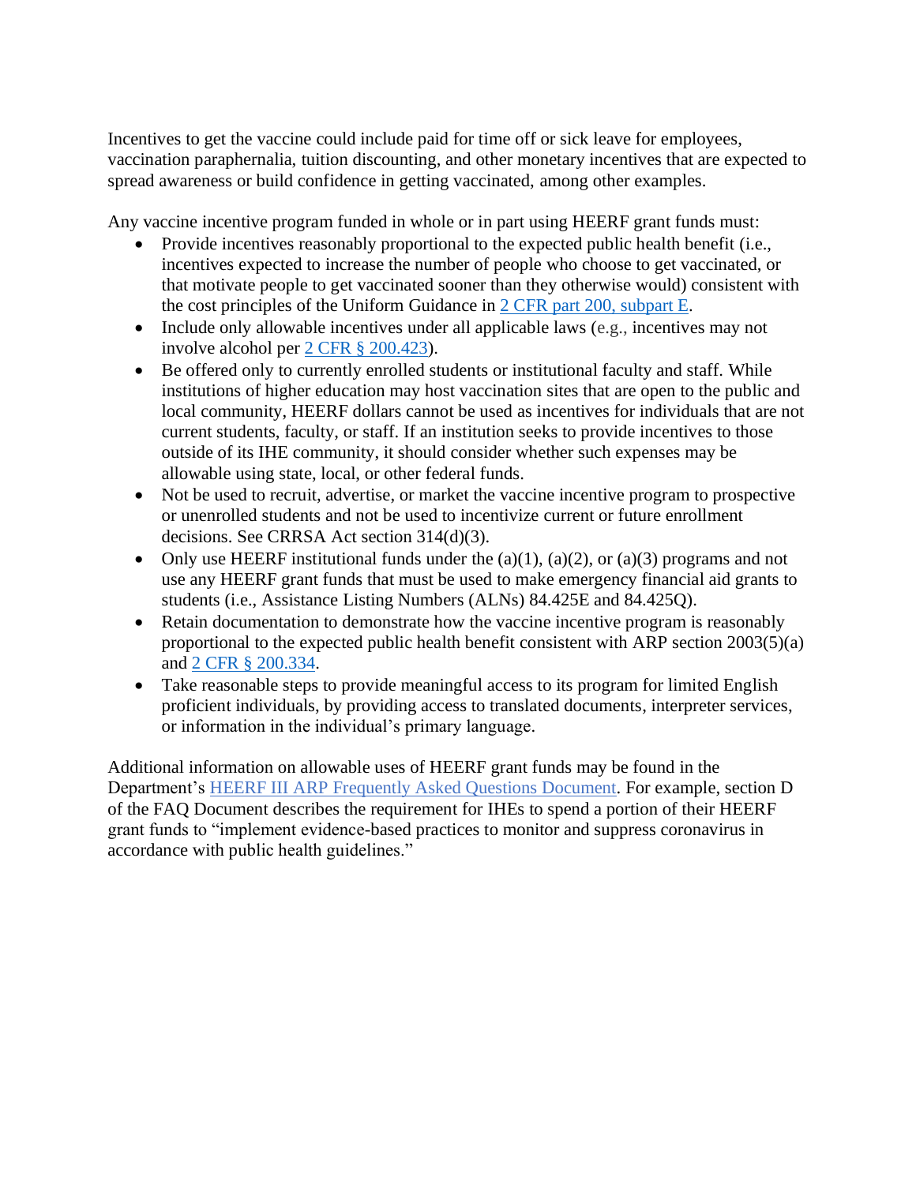Incentives to get the vaccine could include paid for time off or sick leave for employees, vaccination paraphernalia, tuition discounting, and other monetary incentives that are expected to spread awareness or build confidence in getting vaccinated, among other examples.

Any vaccine incentive program funded in whole or in part using HEERF grant funds must:

- Provide incentives reasonably proportional to the expected public health benefit (i.e., incentives expected to increase the number of people who choose to get vaccinated, or that motivate people to get vaccinated sooner than they otherwise would) consistent with the cost principles of the Uniform Guidance in [2 CFR part 200, subpart E](#).
- Include only allowable incentives under all applicable laws (e.g., incentives may not involve alcohol per [2 CFR § 200.423](#)).
- Be offered only to currently enrolled students or institutional faculty and staff. While institutions of higher education may host vaccination sites that are open to the public and local community, HEERF dollars cannot be used as incentives for individuals that are not current students, faculty, or staff. If an institution seeks to provide incentives to those outside of its IHE community, it should consider whether such expenses may be allowable using state, local, or other federal funds.
- Not be used to recruit, advertise, or market the vaccine incentive program to prospective or unenrolled students and not be used to incentivize current or future enrollment decisions. See CRRSA Act section 314(d)(3).
- Only use HEERF institutional funds under the (a)(1), (a)(2), or (a)(3) programs and not use any HEERF grant funds that must be used to make emergency financial aid grants to students (i.e., Assistance Listing Numbers (ALNs) 84.425E and 84.425Q).
- Retain documentation to demonstrate how the vaccine incentive program is reasonably proportional to the expected public health benefit consistent with ARP section 2003(5)(a) and [2 CFR § 200.334](#).
- Take reasonable steps to provide meaningful access to its program for limited English proficient individuals, by providing access to translated documents, interpreter services, or information in the individual's primary language.

Additional information on allowable uses of HEERF grant funds may be found in the Department's [HEERF III ARP Frequently Asked Questions Document](#). For example, section D of the FAQ Document describes the requirement for IHEs to spend a portion of their HEERF grant funds to "implement evidence-based practices to monitor and suppress coronavirus in accordance with public health guidelines."